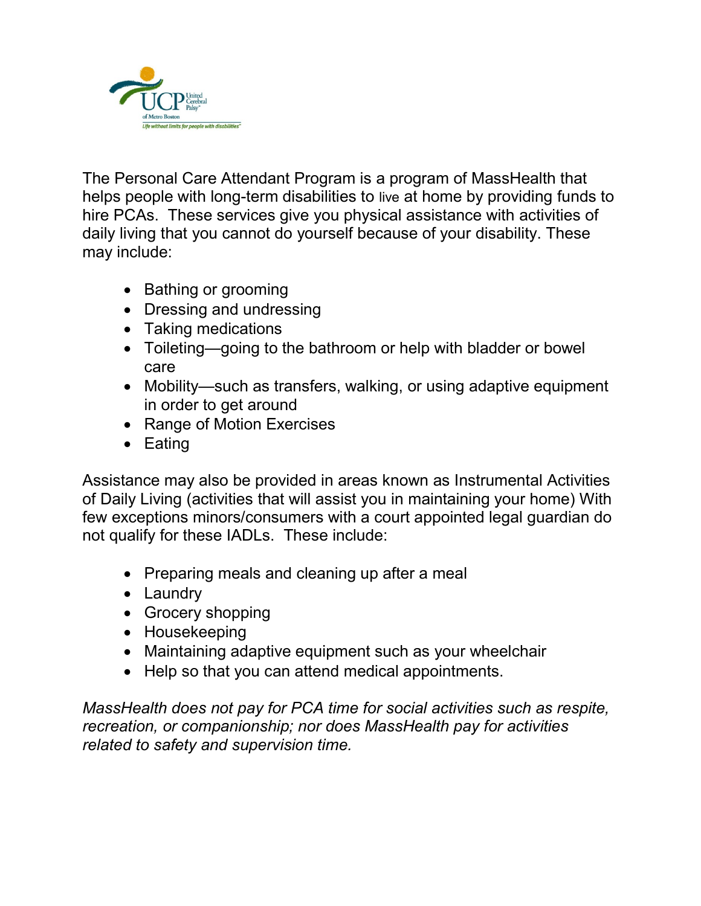The Personal Care Attendant Program is a program of MassHealth that helps people with long-term disabilities to live at home by providing funds to hire PCAs. These services give you physical assistance with activities of daily living that you cannot do yourself because of your disability. These may include:

- Bathing or grooming
- Dressing and undressing
- Taking medications
- Toileting—going to the bathroom or help with bladder or bowel care
- Mobility—such as transfers, walking, or using adaptive equipment in order to get around
- Range of Motion Exercises
- Eating

Assistance may also be provided in areas known as Instrumental Activities of Daily Living (activities that will assist you in maintaining your home) With few exceptions minors/consumers with a court appointed legal guardian do not qualify for these IADLs. These include:

- Preparing meals and cleaning up after a meal
- Laundry
- Grocery shopping
- Housekeeping
- Maintaining adaptive equipment such as your wheelchair
- Help so that you can attend medical appointments.

*MassHealth does not pay for PCA time for social activities such as respite, recreation, or companionship; nor does MassHealth pay for activities related to safety and supervision time.*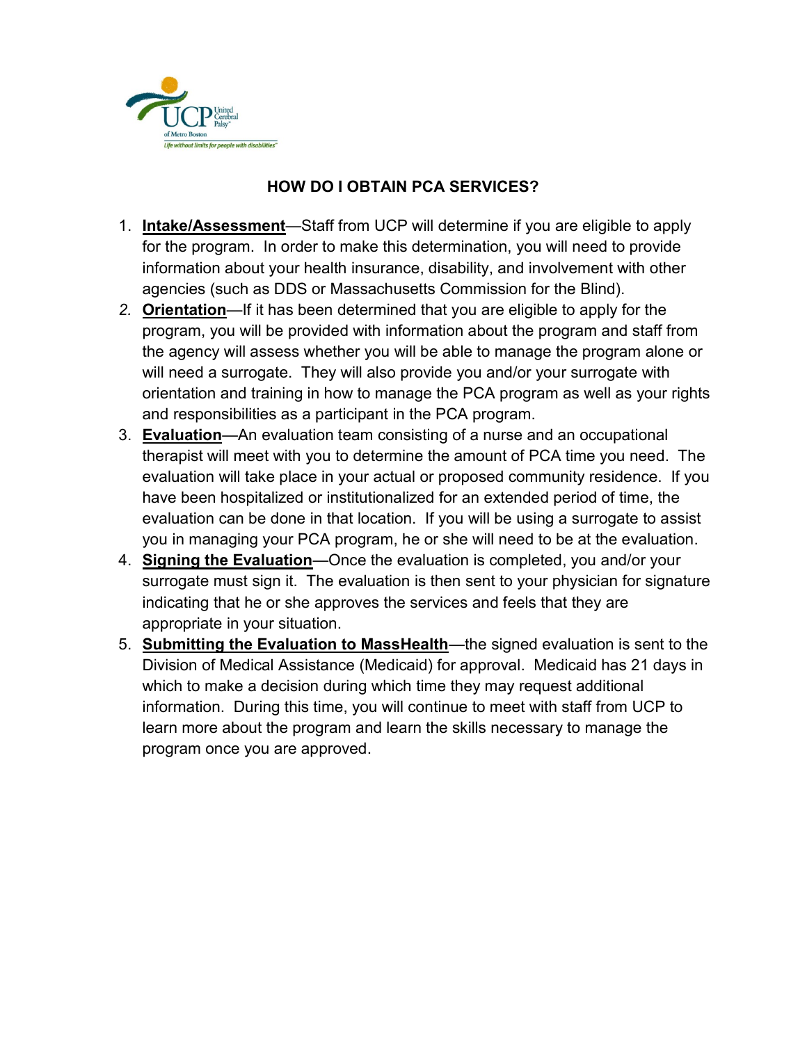# HOW DO I OBTAIN PCA SERVICES?

1. **Intake/Assessment**—Staff from UCP will determine if you are eligible to apply for the program. In order to make this determination, you will need to provide information about your health insurance, disability, and involvement with other agencies (such as DDS or Massachusetts Commission for the Blind).
2. **Orientation**—If it has been determined that you are eligible to apply for the program, you will be provided with information about the program and staff from the agency will assess whether you will be able to manage the program alone or will need a surrogate. They will also provide you and/or your surrogate with orientation and training in how to manage the PCA program as well as your rights and responsibilities as a participant in the PCA program.
3. **Evaluation**—An evaluation team consisting of a nurse and an occupational therapist will meet with you to determine the amount of PCA time you need. The evaluation will take place in your actual or proposed community residence. If you have been hospitalized or institutionalized for an extended period of time, the evaluation can be done in that location. If you will be using a surrogate to assist you in managing your PCA program, he or she will need to be at the evaluation.
4. **Signing the Evaluation**—Once the evaluation is completed, you and/or your surrogate must sign it. The evaluation is then sent to your physician for signature indicating that he or she approves the services and feels that they are appropriate in your situation.
5. **Submitting the Evaluation to MassHealth**—the signed evaluation is sent to the Division of Medical Assistance (Medicaid) for approval. Medicaid has 21 days in which to make a decision during which time they may request additional information. During this time, you will continue to meet with staff from UCP to learn more about the program and learn the skills necessary to manage the program once you are approved.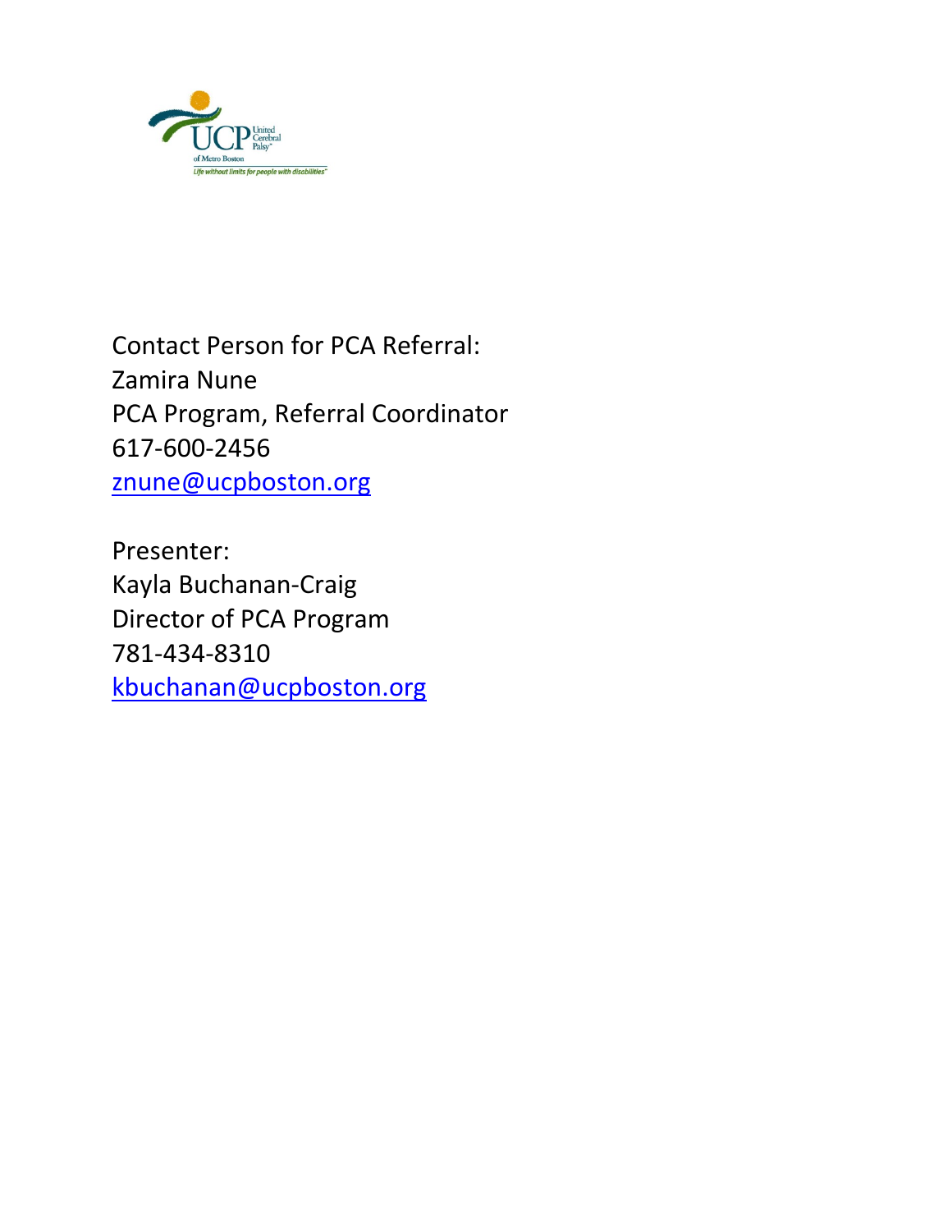Contact Person for PCA Referral:
Zamira Nune
PCA Program, Referral Coordinator
617-600-2456
znune@ucpboston.org

Presenter:
Kayla Buchanan-Craig
Director of PCA Program
781-434-8310
kbuchanan@ucpboston.org